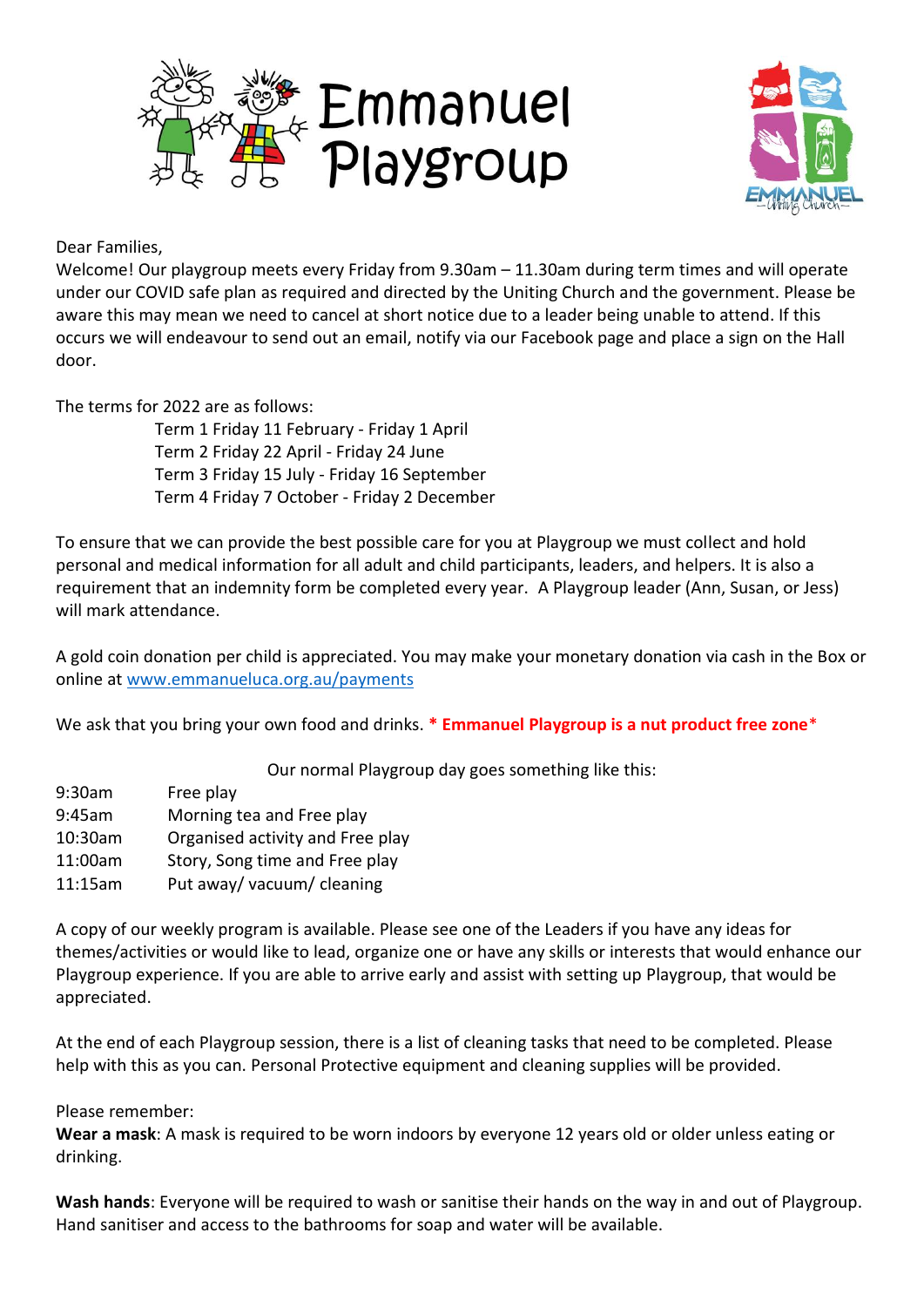# Emmanuel Playgroup

EMMANUEL Uniting Church

Dear Families,

Welcome! Our playgroup meets every Friday from 9.30am – 11.30am during term times and will operate under our COVID safe plan as required and directed by the Uniting Church and the government. Please be aware this may mean we need to cancel at short notice due to a leader being unable to attend. If this occurs we will endeavour to send out an email, notify via our Facebook page and place a sign on the Hall door.

The terms for 2022 are as follows:

- Term 1 Friday 11 February - Friday 1 April
- Term 2 Friday 22 April - Friday 24 June
- Term 3 Friday 15 July - Friday 16 September
- Term 4 Friday 7 October - Friday 2 December

To ensure that we can provide the best possible care for you at Playgroup we must collect and hold personal and medical information for all adult and child participants, leaders, and helpers. It is also a requirement that an indemnity form be completed every year. A Playgroup leader (Ann, Susan, or Jess) will mark attendance.

A gold coin donation per child is appreciated. You may make your monetary donation via cash in the Box or online at www.emmanueluca.org.au/payments

We ask that you bring your own food and drinks. **\* Emmanuel Playgroup is a nut product free zone\***

Our normal Playgroup day goes something like this:

| | |
|---|---|
| 9:30am | Free play |
| 9:45am | Morning tea and Free play |
| 10:30am | Organised activity and Free play |
| 11:00am | Story, Song time and Free play |
| 11:15am | Put away/ vacuum/ cleaning |

A copy of our weekly program is available. Please see one of the Leaders if you have any ideas for themes/activities or would like to lead, organize one or have any skills or interests that would enhance our Playgroup experience. If you are able to arrive early and assist with setting up Playgroup, that would be appreciated.

At the end of each Playgroup session, there is a list of cleaning tasks that need to be completed. Please help with this as you can. Personal Protective equipment and cleaning supplies will be provided.

Please remember:

**Wear a mask**: A mask is required to be worn indoors by everyone 12 years old or older unless eating or drinking.

**Wash hands**: Everyone will be required to wash or sanitise their hands on the way in and out of Playgroup. Hand sanitiser and access to the bathrooms for soap and water will be available.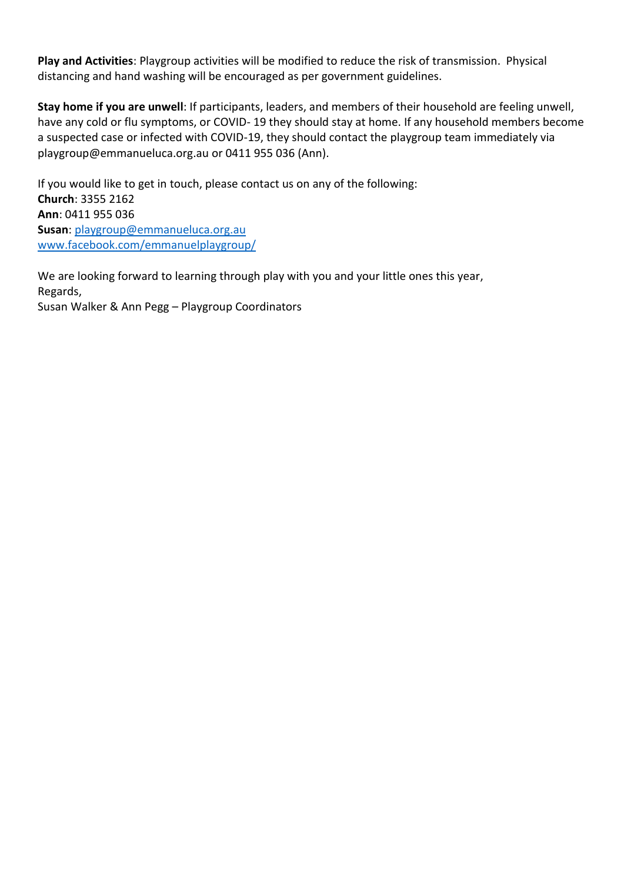**Play and Activities**: Playgroup activities will be modified to reduce the risk of transmission. Physical distancing and hand washing will be encouraged as per government guidelines.

**Stay home if you are unwell**: If participants, leaders, and members of their household are feeling unwell, have any cold or flu symptoms, or COVID- 19 they should stay at home. If any household members become a suspected case or infected with COVID-19, they should contact the playgroup team immediately via playgroup@emmanueluca.org.au or 0411 955 036 (Ann).

If you would like to get in touch, please contact us on any of the following:
**Church**: 3355 2162
**Ann**: 0411 955 036
**Susan**: playgroup@emmanueluca.org.au
www.facebook.com/emmanuelplaygroup/

We are looking forward to learning through play with you and your little ones this year,
Regards,
Susan Walker & Ann Pegg – Playgroup Coordinators